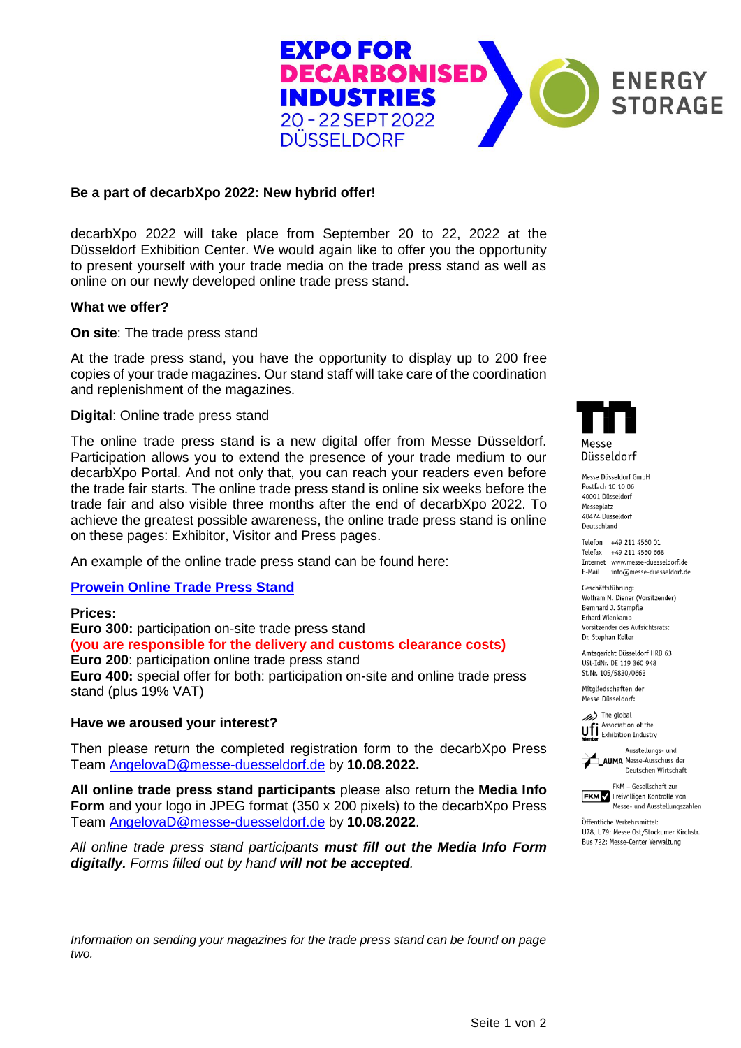EXPO FOR DECARBONISED INDUSTRIES
20 - 22 SEPT 2022
DÜSSELDORF

ENERGY STORAGE

**Be a part of decarbXpo 2022: New hybrid offer!**

decarbXpo 2022 will take place from September 20 to 22, 2022 at the Düsseldorf Exhibition Center. We would again like to offer you the opportunity to present yourself with your trade media on the trade press stand as well as online on our newly developed online trade press stand.

**What we offer?**

**On site**: The trade press stand

At the trade press stand, you have the opportunity to display up to 200 free copies of your trade magazines. Our stand staff will take care of the coordination and replenishment of the magazines.

**Digital**: Online trade press stand

The online trade press stand is a new digital offer from Messe Düsseldorf. Participation allows you to extend the presence of your trade medium to our decarbXpo Portal. And not only that, you can reach your readers even before the trade fair starts. The online trade press stand is online six weeks before the trade fair and also visible three months after the end of decarbXpo 2022. To achieve the greatest possible awareness, the online trade press stand is online on these pages: Exhibitor, Visitor and Press pages.

An example of the online trade press stand can be found here:

**Prowein Online Trade Press Stand**

**Prices:**
**Euro 300:** participation on-site trade press stand
**(you are responsible for the delivery and customs clearance costs)**
**Euro 200**: participation online trade press stand
**Euro 400:** special offer for both: participation on-site and online trade press stand (plus 19% VAT)

**Have we aroused your interest?**

Then please return the completed registration form to the decarbXpo Press Team AngelovaD@messe-duesseldorf.de by **10.08.2022.**

**All online trade press stand participants** please also return the **Media Info Form** and your logo in JPEG format (350 x 200 pixels) to the decarbXpo Press Team AngelovaD@messe-duesseldorf.de by **10.08.2022**.

*All online trade press stand participants* ***must fill out the Media Info Form digitally.*** *Forms filled out by hand* ***will not be accepted****.*

*Information on sending your magazines for the trade press stand can be found on page two.*

Messe Düsseldorf

Messe Düsseldorf GmbH
Postfach 10 10 06
40001 Düsseldorf
Messeplatz
40474 Düsseldorf
Deutschland

Telefon +49 211 4560 01
Telefax +49 211 4560 668
Internet www.messe-duesseldorf.de
E-Mail info@messe-duesseldorf.de

Geschäftsführung:
Wolfram N. Diener (Vorsitzender)
Bernhard J. Stempfle
Erhard Wienkamp
Vorsitzender des Aufsichtsrats:
Dr. Stephan Keller

Amtsgericht Düsseldorf HRB 63
USt-IdNr. DE 119 360 948
St.Nr. 105/5830/0663

Mitgliedschaften der
Messe Düsseldorf:

ufi – The global Association of the Exhibition Industry

AUMA – Ausstellungs- und Messe-Ausschuss der Deutschen Wirtschaft

FKM – Gesellschaft zur Freiwilligen Kontrolle von Messe- und Ausstellungszahlen

Öffentliche Verkehrsmittel:
U78, U79: Messe Ost/Stockumer Kirchstr.
Bus 722: Messe-Center Verwaltung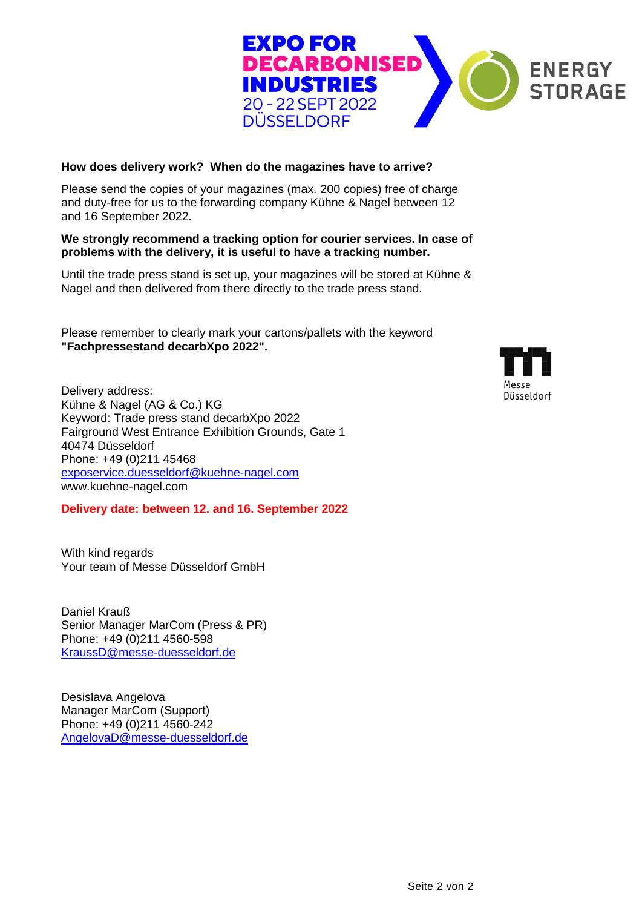**How does delivery work? When do the magazines have to arrive?**

Please send the copies of your magazines (max. 200 copies) free of charge and duty-free for us to the forwarding company Kühne & Nagel between 12 and 16 September 2022.

**We strongly recommend a tracking option for courier services. In case of problems with the delivery, it is useful to have a tracking number.**

Until the trade press stand is set up, your magazines will be stored at Kühne & Nagel and then delivered from there directly to the trade press stand.

Please remember to clearly mark your cartons/pallets with the keyword **"Fachpressestand decarbXpo 2022".**

Delivery address:
Kühne & Nagel (AG & Co.) KG
Keyword: Trade press stand decarbXpo 2022
Fairground West Entrance Exhibition Grounds, Gate 1
40474 Düsseldorf
Phone: +49 (0)211 45468
exposervice.duesseldorf@kuehne-nagel.com
www.kuehne-nagel.com

**Delivery date: between 12. and 16. September 2022**

With kind regards
Your team of Messe Düsseldorf GmbH

Daniel Krauß
Senior Manager MarCom (Press & PR)
Phone: +49 (0)211 4560-598
KraussD@messe-duesseldorf.de

Desislava Angelova
Manager MarCom (Support)
Phone: +49 (0)211 4560-242
AngelovaD@messe-duesseldorf.de